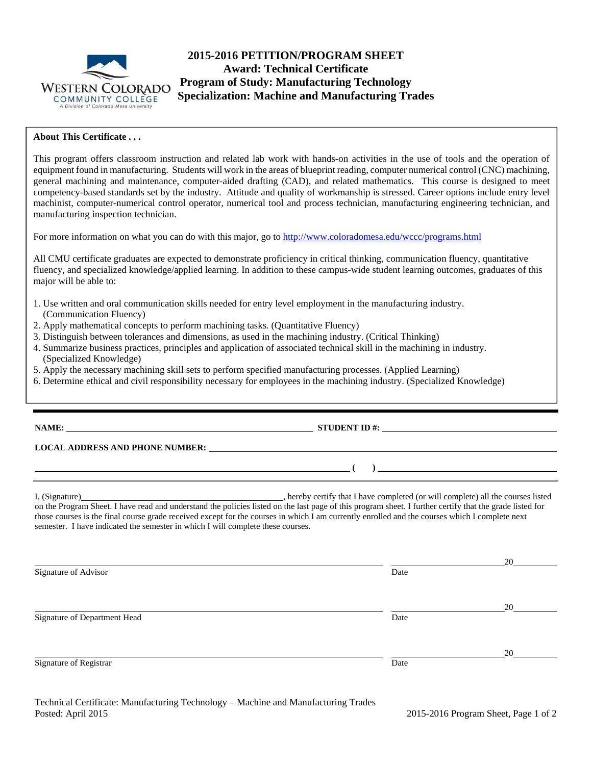# 2015-2016 PETITION/PROGRAM SHEET

## Award: Technical Certificate
## Program of Study: Manufacturing Technology
## Specialization: Machine and Manufacturing Trades

**About This Certificate . . .**

This program offers classroom instruction and related lab work with hands-on activities in the use of tools and the operation of equipment found in manufacturing. Students will work in the areas of blueprint reading, computer numerical control (CNC) machining, general machining and maintenance, computer-aided drafting (CAD), and related mathematics. This course is designed to meet competency-based standards set by the industry. Attitude and quality of workmanship is stressed. Career options include entry level machinist, computer-numerical control operator, numerical tool and process technician, manufacturing engineering technician, and manufacturing inspection technician.

For more information on what you can do with this major, go to http://www.coloradomesa.edu/wccc/programs.html

All CMU certificate graduates are expected to demonstrate proficiency in critical thinking, communication fluency, quantitative fluency, and specialized knowledge/applied learning. In addition to these campus-wide student learning outcomes, graduates of this major will be able to:

1. Use written and oral communication skills needed for entry level employment in the manufacturing industry. (Communication Fluency)
2. Apply mathematical concepts to perform machining tasks. (Quantitative Fluency)
3. Distinguish between tolerances and dimensions, as used in the machining industry. (Critical Thinking)
4. Summarize business practices, principles and application of associated technical skill in the machining in industry. (Specialized Knowledge)
5. Apply the necessary machining skill sets to perform specified manufacturing processes. (Applied Learning)
6. Determine ethical and civil responsibility necessary for employees in the machining industry. (Specialized Knowledge)

---

**NAME:** ______________________________ **STUDENT ID #:** ______________________________

**LOCAL ADDRESS AND PHONE NUMBER:** ______________________________

______________________________ **( )** ______________________________

I, (Signature)______________________________, hereby certify that I have completed (or will complete) all the courses listed on the Program Sheet. I have read and understand the policies listed on the last page of this program sheet. I further certify that the grade listed for those courses is the final course grade received except for the courses in which I am currently enrolled and the courses which I complete next semester. I have indicated the semester in which I will complete these courses.

______________________________ ______________20______
Signature of Advisor Date

______________________________ ______________20______
Signature of Department Head Date

______________________________ ______________20______
Signature of Registrar Date

Technical Certificate: Manufacturing Technology – Machine and Manufacturing Trades
Posted: April 2015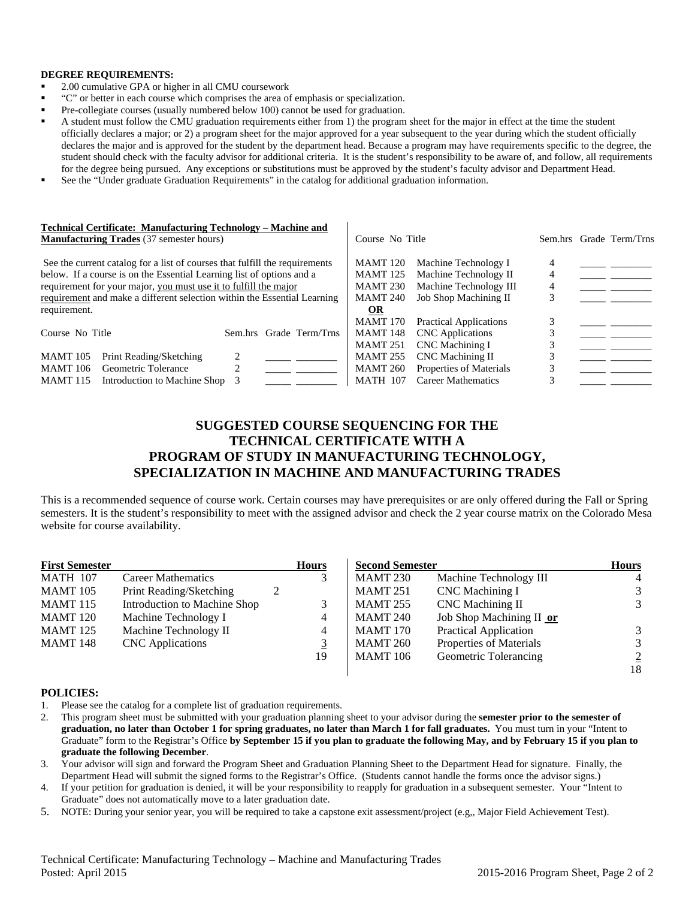**DEGREE REQUIREMENTS:**

- 2.00 cumulative GPA or higher in all CMU coursework
- "C" or better in each course which comprises the area of emphasis or specialization.
- Pre-collegiate courses (usually numbered below 100) cannot be used for graduation.
- A student must follow the CMU graduation requirements either from 1) the program sheet for the major in effect at the time the student officially declares a major; or 2) a program sheet for the major approved for a year subsequent to the year during which the student officially declares the major and is approved for the student by the department head. Because a program may have requirements specific to the degree, the student should check with the faculty advisor for additional criteria. It is the student's responsibility to be aware of, and follow, all requirements for the degree being pursued. Any exceptions or substitutions must be approved by the student's faculty advisor and Department Head.
- See the "Under graduate Graduation Requirements" in the catalog for additional graduation information.

**Technical Certificate: Manufacturing Technology – Machine and Manufacturing Trades** (37 semester hours)

See the current catalog for a list of courses that fulfill the requirements below. If a course is on the Essential Learning list of options and a requirement for your major, you must use it to fulfill the major requirement and make a different selection within the Essential Learning requirement.

| Course No | Title | Sem.hrs | Grade | Term/Trns |
|---|---|---|---|---|
| MAMT 105 | Print Reading/Sketching | 2 | _____ | ________ |
| MAMT 106 | Geometric Tolerance | 2 | _____ | ________ |
| MAMT 115 | Introduction to Machine Shop | 3 | _____ | ________ |
| MAMT 120 | Machine Technology I | 4 | _____ | ________ |
| MAMT 125 | Machine Technology II | 4 | _____ | ________ |
| MAMT 230 | Machine Technology III | 4 | _____ | ________ |
| MAMT 240 | Job Shop Machining II | 3 | _____ | ________ |
| **OR** | | | | |
| MAMT 170 | Practical Applications | 3 | _____ | ________ |
| MAMT 148 | CNC Applications | 3 | _____ | ________ |
| MAMT 251 | CNC Machining I | 3 | _____ | ________ |
| MAMT 255 | CNC Machining II | 3 | _____ | ________ |
| MAMT 260 | Properties of Materials | 3 | _____ | ________ |
| MATH 107 | Career Mathematics | 3 | _____ | ________ |

## SUGGESTED COURSE SEQUENCING FOR THE TECHNICAL CERTIFICATE WITH A PROGRAM OF STUDY IN MANUFACTURING TECHNOLOGY, SPECIALIZATION IN MACHINE AND MANUFACTURING TRADES

This is a recommended sequence of course work. Certain courses may have prerequisites or are only offered during the Fall or Spring semesters. It is the student's responsibility to meet with the assigned advisor and check the 2 year course matrix on the Colorado Mesa website for course availability.

| First Semester | | Hours |
|---|---|---|
| MATH 107 | Career Mathematics | 3 |
| MAMT 105 | Print Reading/Sketching | 2 |
| MAMT 115 | Introduction to Machine Shop | 3 |
| MAMT 120 | Machine Technology I | 4 |
| MAMT 125 | Machine Technology II | 4 |
| MAMT 148 | CNC Applications | 3 |
| | | 19 |

| Second Semester | | Hours |
|---|---|---|
| MAMT 230 | Machine Technology III | 4 |
| MAMT 251 | CNC Machining I | 3 |
| MAMT 255 | CNC Machining II | 3 |
| MAMT 240 | Job Shop Machining II **or** | |
| MAMT 170 | Practical Application | 3 |
| MAMT 260 | Properties of Materials | 3 |
| MAMT 106 | Geometric Tolerancing | 2 |
| | | 18 |

**POLICIES:**

1. Please see the catalog for a complete list of graduation requirements.
2. This program sheet must be submitted with your graduation planning sheet to your advisor during the **semester prior to the semester of graduation, no later than October 1 for spring graduates, no later than March 1 for fall graduates.** You must turn in your "Intent to Graduate" form to the Registrar's Office **by September 15 if you plan to graduate the following May, and by February 15 if you plan to graduate the following December**.
3. Your advisor will sign and forward the Program Sheet and Graduation Planning Sheet to the Department Head for signature. Finally, the Department Head will submit the signed forms to the Registrar's Office. (Students cannot handle the forms once the advisor signs.)
4. If your petition for graduation is denied, it will be your responsibility to reapply for graduation in a subsequent semester. Your "Intent to Graduate" does not automatically move to a later graduation date.
5. NOTE: During your senior year, you will be required to take a capstone exit assessment/project (e.g,, Major Field Achievement Test).

Technical Certificate: Manufacturing Technology – Machine and Manufacturing Trades
Posted: April 2015